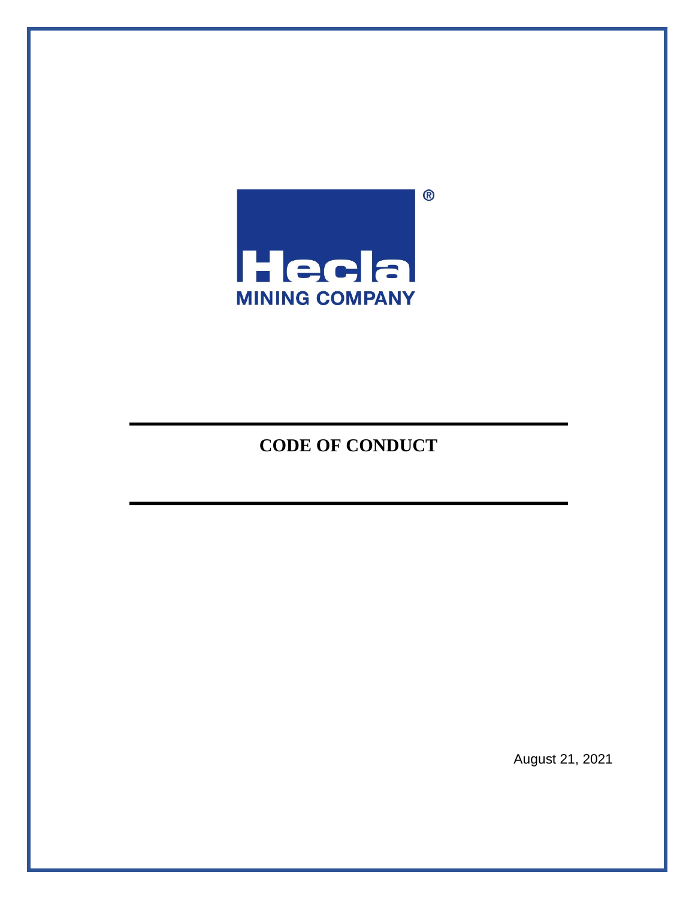Hecla

MINING COMPANY

# CODE OF CONDUCT

August 21, 2021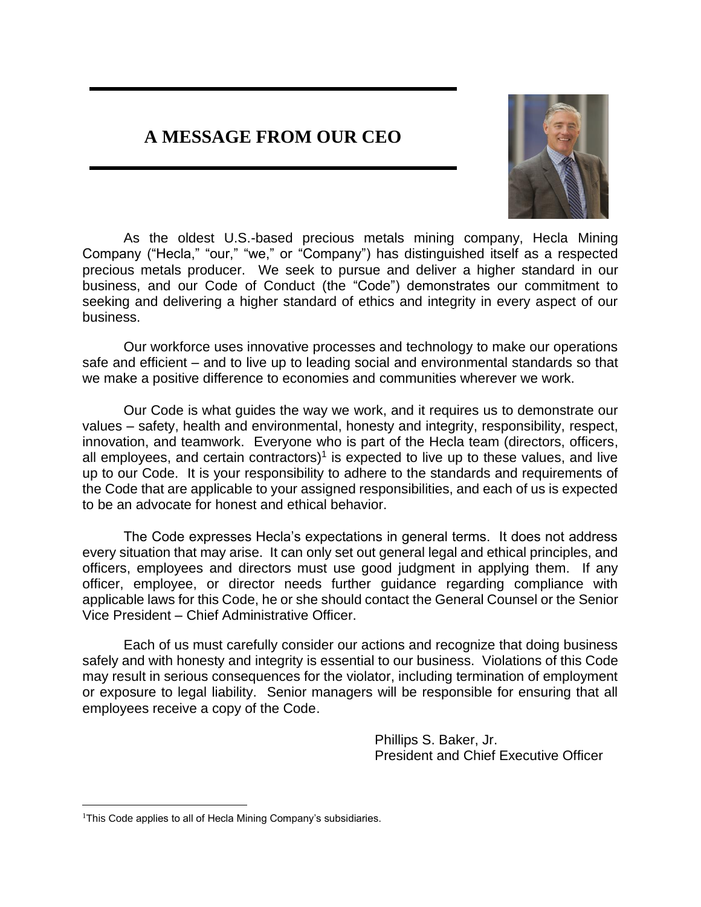# A MESSAGE FROM OUR CEO

As the oldest U.S.-based precious metals mining company, Hecla Mining Company ("Hecla," "our," "we," or "Company") has distinguished itself as a respected precious metals producer. We seek to pursue and deliver a higher standard in our business, and our Code of Conduct (the "Code") demonstrates our commitment to seeking and delivering a higher standard of ethics and integrity in every aspect of our business.

Our workforce uses innovative processes and technology to make our operations safe and efficient – and to live up to leading social and environmental standards so that we make a positive difference to economies and communities wherever we work.

Our Code is what guides the way we work, and it requires us to demonstrate our values – safety, health and environmental, honesty and integrity, responsibility, respect, innovation, and teamwork. Everyone who is part of the Hecla team (directors, officers, all employees, and certain contractors)[1] is expected to live up to these values, and live up to our Code. It is your responsibility to adhere to the standards and requirements of the Code that are applicable to your assigned responsibilities, and each of us is expected to be an advocate for honest and ethical behavior.

The Code expresses Hecla's expectations in general terms. It does not address every situation that may arise. It can only set out general legal and ethical principles, and officers, employees and directors must use good judgment in applying them. If any officer, employee, or director needs further guidance regarding compliance with applicable laws for this Code, he or she should contact the General Counsel or the Senior Vice President – Chief Administrative Officer.

Each of us must carefully consider our actions and recognize that doing business safely and with honesty and integrity is essential to our business. Violations of this Code may result in serious consequences for the violator, including termination of employment or exposure to legal liability. Senior managers will be responsible for ensuring that all employees receive a copy of the Code.

Phillips S. Baker, Jr.
President and Chief Executive Officer

[1] This Code applies to all of Hecla Mining Company's subsidiaries.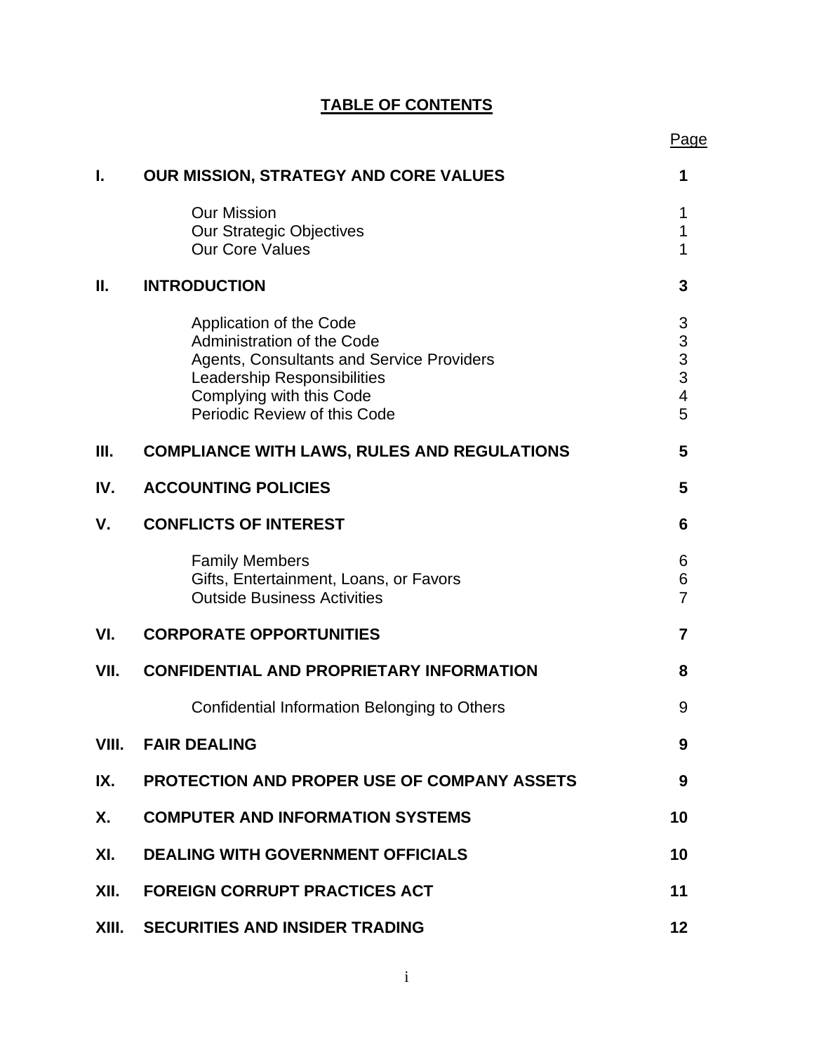# TABLE OF CONTENTS

| | | Page |
|---|---|---|
| **I.** | **OUR MISSION, STRATEGY AND CORE VALUES** | **1** |
| | Our Mission | 1 |
| | Our Strategic Objectives | 1 |
| | Our Core Values | 1 |
| **II.** | **INTRODUCTION** | **3** |
| | Application of the Code | 3 |
| | Administration of the Code | 3 |
| | Agents, Consultants and Service Providers | 3 |
| | Leadership Responsibilities | 3 |
| | Complying with this Code | 4 |
| | Periodic Review of this Code | 5 |
| **III.** | **COMPLIANCE WITH LAWS, RULES AND REGULATIONS** | **5** |
| **IV.** | **ACCOUNTING POLICIES** | **5** |
| **V.** | **CONFLICTS OF INTEREST** | **6** |
| | Family Members | 6 |
| | Gifts, Entertainment, Loans, or Favors | 6 |
| | Outside Business Activities | 7 |
| **VI.** | **CORPORATE OPPORTUNITIES** | **7** |
| **VII.** | **CONFIDENTIAL AND PROPRIETARY INFORMATION** | **8** |
| | Confidential Information Belonging to Others | 9 |
| **VIII.** | **FAIR DEALING** | **9** |
| **IX.** | **PROTECTION AND PROPER USE OF COMPANY ASSETS** | **9** |
| **X.** | **COMPUTER AND INFORMATION SYSTEMS** | **10** |
| **XI.** | **DEALING WITH GOVERNMENT OFFICIALS** | **10** |
| **XII.** | **FOREIGN CORRUPT PRACTICES ACT** | **11** |
| **XIII.** | **SECURITIES AND INSIDER TRADING** | **12** |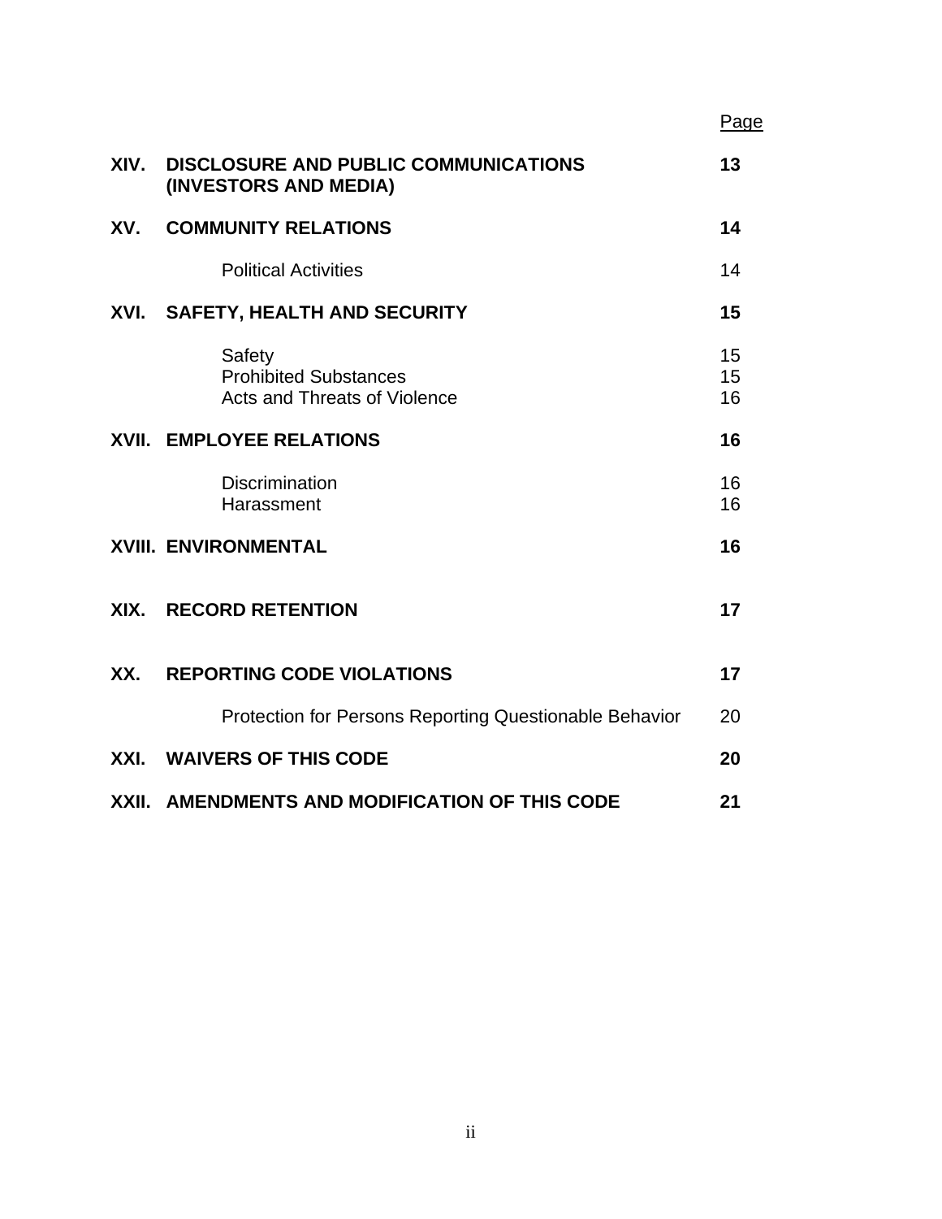| | | Page |
|---|---|---|
| **XIV.** | **DISCLOSURE AND PUBLIC COMMUNICATIONS (INVESTORS AND MEDIA)** | **13** |
| **XV.** | **COMMUNITY RELATIONS** | **14** |
| | Political Activities | 14 |
| **XVI.** | **SAFETY, HEALTH AND SECURITY** | **15** |
| | Safety | 15 |
| | Prohibited Substances | 15 |
| | Acts and Threats of Violence | 16 |
| **XVII.** | **EMPLOYEE RELATIONS** | **16** |
| | Discrimination | 16 |
| | Harassment | 16 |
| **XVIII.** | **ENVIRONMENTAL** | **16** |
| **XIX.** | **RECORD RETENTION** | **17** |
| **XX.** | **REPORTING CODE VIOLATIONS** | **17** |
| | Protection for Persons Reporting Questionable Behavior | 20 |
| **XXI.** | **WAIVERS OF THIS CODE** | **20** |
| **XXII.** | **AMENDMENTS AND MODIFICATION OF THIS CODE** | **21** |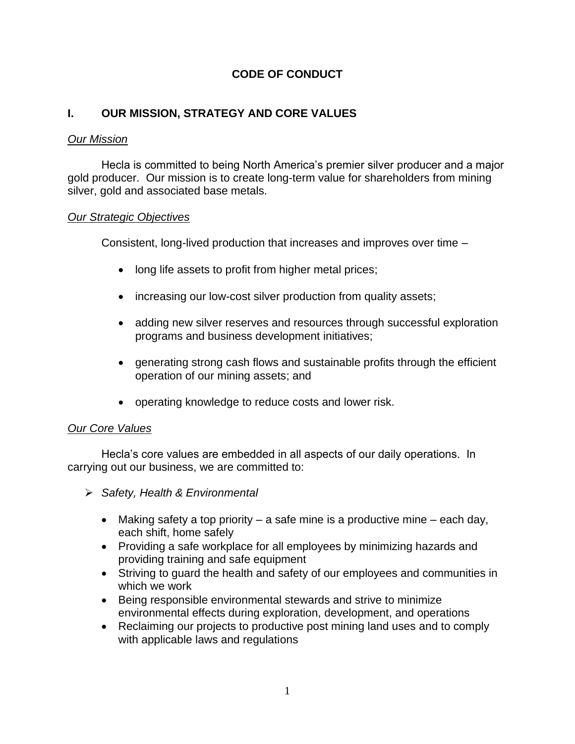# CODE OF CONDUCT

## I. OUR MISSION, STRATEGY AND CORE VALUES

### *Our Mission*

Hecla is committed to being North America's premier silver producer and a major gold producer. Our mission is to create long-term value for shareholders from mining silver, gold and associated base metals.

### *Our Strategic Objectives*

Consistent, long-lived production that increases and improves over time –

- long life assets to profit from higher metal prices;
- increasing our low-cost silver production from quality assets;
- adding new silver reserves and resources through successful exploration programs and business development initiatives;
- generating strong cash flows and sustainable profits through the efficient operation of our mining assets; and
- operating knowledge to reduce costs and lower risk.

### *Our Core Values*

Hecla's core values are embedded in all aspects of our daily operations. In carrying out our business, we are committed to:

- *Safety, Health & Environmental*
  - Making safety a top priority – a safe mine is a productive mine – each day, each shift, home safely
  - Providing a safe workplace for all employees by minimizing hazards and providing training and safe equipment
  - Striving to guard the health and safety of our employees and communities in which we work
  - Being responsible environmental stewards and strive to minimize environmental effects during exploration, development, and operations
  - Reclaiming our projects to productive post mining land uses and to comply with applicable laws and regulations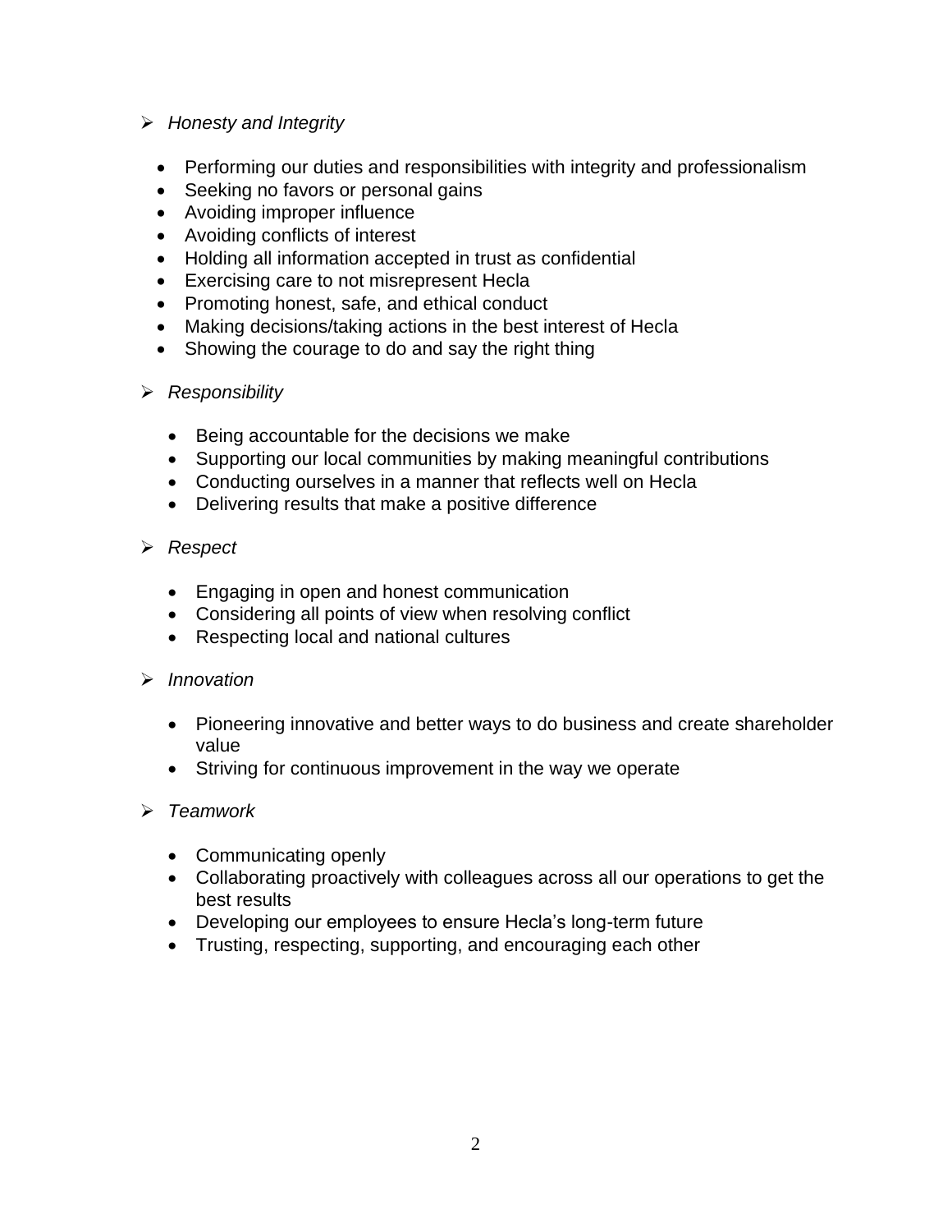- *Honesty and Integrity*

  - Performing our duties and responsibilities with integrity and professionalism
  - Seeking no favors or personal gains
  - Avoiding improper influence
  - Avoiding conflicts of interest
  - Holding all information accepted in trust as confidential
  - Exercising care to not misrepresent Hecla
  - Promoting honest, safe, and ethical conduct
  - Making decisions/taking actions in the best interest of Hecla
  - Showing the courage to do and say the right thing

- *Responsibility*

  - Being accountable for the decisions we make
  - Supporting our local communities by making meaningful contributions
  - Conducting ourselves in a manner that reflects well on Hecla
  - Delivering results that make a positive difference

- *Respect*

  - Engaging in open and honest communication
  - Considering all points of view when resolving conflict
  - Respecting local and national cultures

- *Innovation*

  - Pioneering innovative and better ways to do business and create shareholder value
  - Striving for continuous improvement in the way we operate

- *Teamwork*

  - Communicating openly
  - Collaborating proactively with colleagues across all our operations to get the best results
  - Developing our employees to ensure Hecla's long-term future
  - Trusting, respecting, supporting, and encouraging each other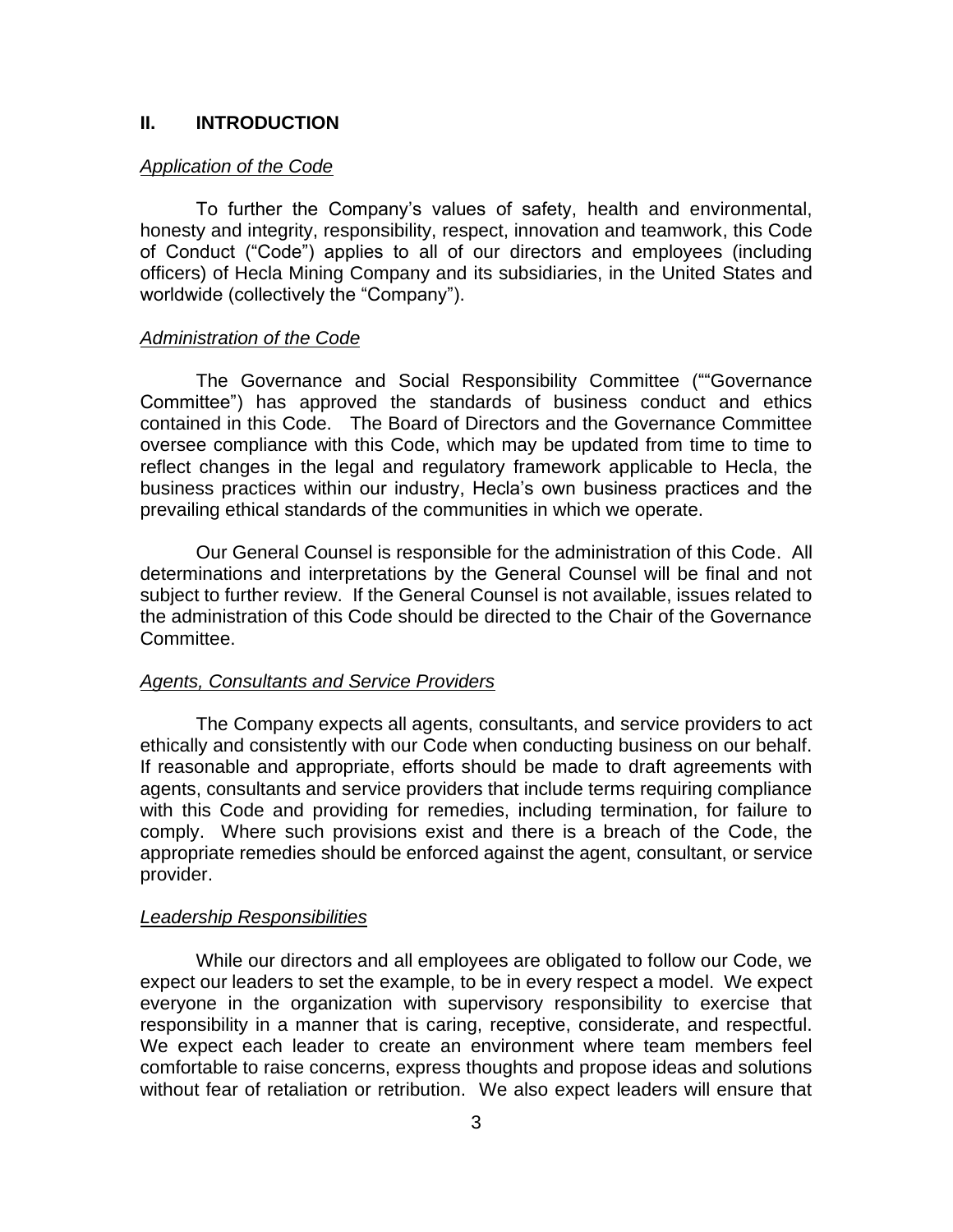## II. INTRODUCTION

*Application of the Code*

To further the Company's values of safety, health and environmental, honesty and integrity, responsibility, respect, innovation and teamwork, this Code of Conduct ("Code") applies to all of our directors and employees (including officers) of Hecla Mining Company and its subsidiaries, in the United States and worldwide (collectively the "Company").

*Administration of the Code*

The Governance and Social Responsibility Committee (""Governance Committee") has approved the standards of business conduct and ethics contained in this Code. The Board of Directors and the Governance Committee oversee compliance with this Code, which may be updated from time to time to reflect changes in the legal and regulatory framework applicable to Hecla, the business practices within our industry, Hecla's own business practices and the prevailing ethical standards of the communities in which we operate.

Our General Counsel is responsible for the administration of this Code. All determinations and interpretations by the General Counsel will be final and not subject to further review. If the General Counsel is not available, issues related to the administration of this Code should be directed to the Chair of the Governance Committee.

*Agents, Consultants and Service Providers*

The Company expects all agents, consultants, and service providers to act ethically and consistently with our Code when conducting business on our behalf. If reasonable and appropriate, efforts should be made to draft agreements with agents, consultants and service providers that include terms requiring compliance with this Code and providing for remedies, including termination, for failure to comply. Where such provisions exist and there is a breach of the Code, the appropriate remedies should be enforced against the agent, consultant, or service provider.

*Leadership Responsibilities*

While our directors and all employees are obligated to follow our Code, we expect our leaders to set the example, to be in every respect a model. We expect everyone in the organization with supervisory responsibility to exercise that responsibility in a manner that is caring, receptive, considerate, and respectful. We expect each leader to create an environment where team members feel comfortable to raise concerns, express thoughts and propose ideas and solutions without fear of retaliation or retribution. We also expect leaders will ensure that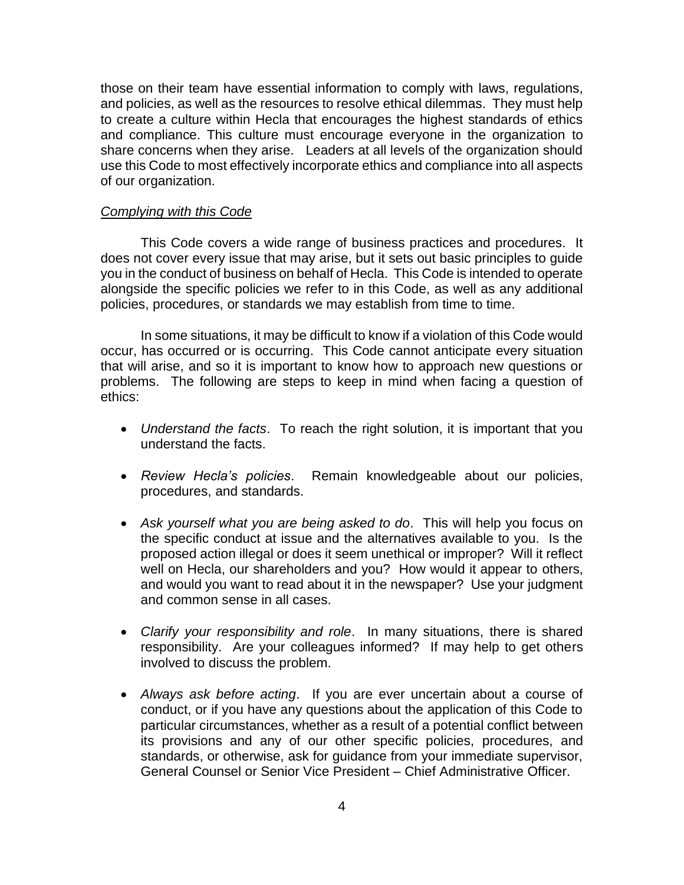those on their team have essential information to comply with laws, regulations, and policies, as well as the resources to resolve ethical dilemmas. They must help to create a culture within Hecla that encourages the highest standards of ethics and compliance. This culture must encourage everyone in the organization to share concerns when they arise. Leaders at all levels of the organization should use this Code to most effectively incorporate ethics and compliance into all aspects of our organization.

*Complying with this Code*

This Code covers a wide range of business practices and procedures. It does not cover every issue that may arise, but it sets out basic principles to guide you in the conduct of business on behalf of Hecla. This Code is intended to operate alongside the specific policies we refer to in this Code, as well as any additional policies, procedures, or standards we may establish from time to time.

In some situations, it may be difficult to know if a violation of this Code would occur, has occurred or is occurring. This Code cannot anticipate every situation that will arise, and so it is important to know how to approach new questions or problems. The following are steps to keep in mind when facing a question of ethics:

- *Understand the facts*. To reach the right solution, it is important that you understand the facts.

- *Review Hecla's policies*. Remain knowledgeable about our policies, procedures, and standards.

- *Ask yourself what you are being asked to do*. This will help you focus on the specific conduct at issue and the alternatives available to you. Is the proposed action illegal or does it seem unethical or improper? Will it reflect well on Hecla, our shareholders and you? How would it appear to others, and would you want to read about it in the newspaper? Use your judgment and common sense in all cases.

- *Clarify your responsibility and role*. In many situations, there is shared responsibility. Are your colleagues informed? If may help to get others involved to discuss the problem.

- *Always ask before acting*. If you are ever uncertain about a course of conduct, or if you have any questions about the application of this Code to particular circumstances, whether as a result of a potential conflict between its provisions and any of our other specific policies, procedures, and standards, or otherwise, ask for guidance from your immediate supervisor, General Counsel or Senior Vice President – Chief Administrative Officer.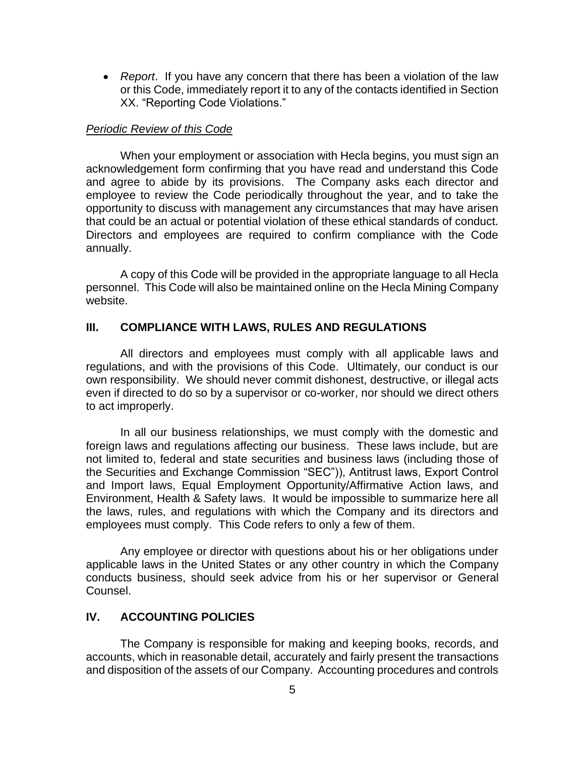- *Report*. If you have any concern that there has been a violation of the law or this Code, immediately report it to any of the contacts identified in Section XX. "Reporting Code Violations."

*Periodic Review of this Code*

When your employment or association with Hecla begins, you must sign an acknowledgement form confirming that you have read and understand this Code and agree to abide by its provisions. The Company asks each director and employee to review the Code periodically throughout the year, and to take the opportunity to discuss with management any circumstances that may have arisen that could be an actual or potential violation of these ethical standards of conduct. Directors and employees are required to confirm compliance with the Code annually.

A copy of this Code will be provided in the appropriate language to all Hecla personnel. This Code will also be maintained online on the Hecla Mining Company website.

## III. COMPLIANCE WITH LAWS, RULES AND REGULATIONS

All directors and employees must comply with all applicable laws and regulations, and with the provisions of this Code. Ultimately, our conduct is our own responsibility. We should never commit dishonest, destructive, or illegal acts even if directed to do so by a supervisor or co-worker, nor should we direct others to act improperly.

In all our business relationships, we must comply with the domestic and foreign laws and regulations affecting our business. These laws include, but are not limited to, federal and state securities and business laws (including those of the Securities and Exchange Commission "SEC")), Antitrust laws, Export Control and Import laws, Equal Employment Opportunity/Affirmative Action laws, and Environment, Health & Safety laws. It would be impossible to summarize here all the laws, rules, and regulations with which the Company and its directors and employees must comply. This Code refers to only a few of them.

Any employee or director with questions about his or her obligations under applicable laws in the United States or any other country in which the Company conducts business, should seek advice from his or her supervisor or General Counsel.

## IV. ACCOUNTING POLICIES

The Company is responsible for making and keeping books, records, and accounts, which in reasonable detail, accurately and fairly present the transactions and disposition of the assets of our Company. Accounting procedures and controls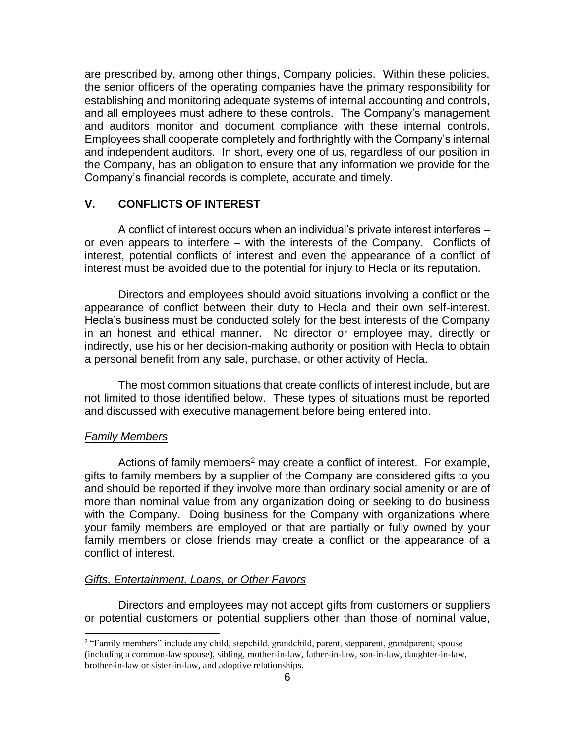are prescribed by, among other things, Company policies. Within these policies, the senior officers of the operating companies have the primary responsibility for establishing and monitoring adequate systems of internal accounting and controls, and all employees must adhere to these controls. The Company's management and auditors monitor and document compliance with these internal controls. Employees shall cooperate completely and forthrightly with the Company's internal and independent auditors. In short, every one of us, regardless of our position in the Company, has an obligation to ensure that any information we provide for the Company's financial records is complete, accurate and timely.

## V. CONFLICTS OF INTEREST

A conflict of interest occurs when an individual's private interest interferes – or even appears to interfere – with the interests of the Company. Conflicts of interest, potential conflicts of interest and even the appearance of a conflict of interest must be avoided due to the potential for injury to Hecla or its reputation.

Directors and employees should avoid situations involving a conflict or the appearance of conflict between their duty to Hecla and their own self-interest. Hecla's business must be conducted solely for the best interests of the Company in an honest and ethical manner. No director or employee may, directly or indirectly, use his or her decision-making authority or position with Hecla to obtain a personal benefit from any sale, purchase, or other activity of Hecla.

The most common situations that create conflicts of interest include, but are not limited to those identified below. These types of situations must be reported and discussed with executive management before being entered into.

### *Family Members*

Actions of family members[2] may create a conflict of interest. For example, gifts to family members by a supplier of the Company are considered gifts to you and should be reported if they involve more than ordinary social amenity or are of more than nominal value from any organization doing or seeking to do business with the Company. Doing business for the Company with organizations where your family members are employed or that are partially or fully owned by your family members or close friends may create a conflict or the appearance of a conflict of interest.

### *Gifts, Entertainment, Loans, or Other Favors*

Directors and employees may not accept gifts from customers or suppliers or potential customers or potential suppliers other than those of nominal value,

---

[2] "Family members" include any child, stepchild, grandchild, parent, stepparent, grandparent, spouse (including a common-law spouse), sibling, mother-in-law, father-in-law, son-in-law, daughter-in-law, brother-in-law or sister-in-law, and adoptive relationships.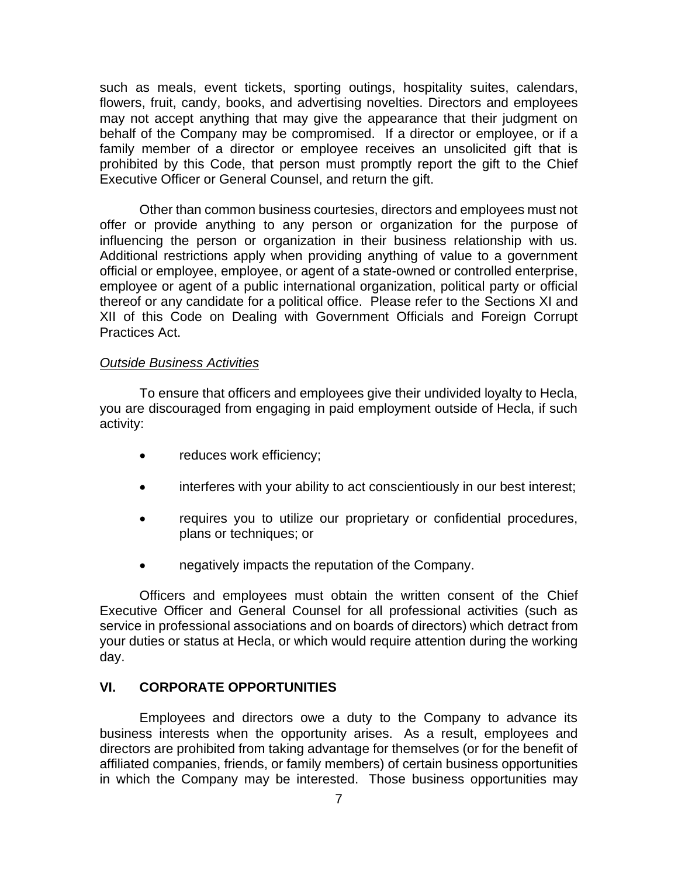such as meals, event tickets, sporting outings, hospitality suites, calendars, flowers, fruit, candy, books, and advertising novelties. Directors and employees may not accept anything that may give the appearance that their judgment on behalf of the Company may be compromised. If a director or employee, or if a family member of a director or employee receives an unsolicited gift that is prohibited by this Code, that person must promptly report the gift to the Chief Executive Officer or General Counsel, and return the gift.

Other than common business courtesies, directors and employees must not offer or provide anything to any person or organization for the purpose of influencing the person or organization in their business relationship with us. Additional restrictions apply when providing anything of value to a government official or employee, employee, or agent of a state-owned or controlled enterprise, employee or agent of a public international organization, political party or official thereof or any candidate for a political office. Please refer to the Sections XI and XII of this Code on Dealing with Government Officials and Foreign Corrupt Practices Act.

*Outside Business Activities*

To ensure that officers and employees give their undivided loyalty to Hecla, you are discouraged from engaging in paid employment outside of Hecla, if such activity:

- reduces work efficiency;
- interferes with your ability to act conscientiously in our best interest;
- requires you to utilize our proprietary or confidential procedures, plans or techniques; or
- negatively impacts the reputation of the Company.

Officers and employees must obtain the written consent of the Chief Executive Officer and General Counsel for all professional activities (such as service in professional associations and on boards of directors) which detract from your duties or status at Hecla, or which would require attention during the working day.

## VI. CORPORATE OPPORTUNITIES

Employees and directors owe a duty to the Company to advance its business interests when the opportunity arises. As a result, employees and directors are prohibited from taking advantage for themselves (or for the benefit of affiliated companies, friends, or family members) of certain business opportunities in which the Company may be interested. Those business opportunities may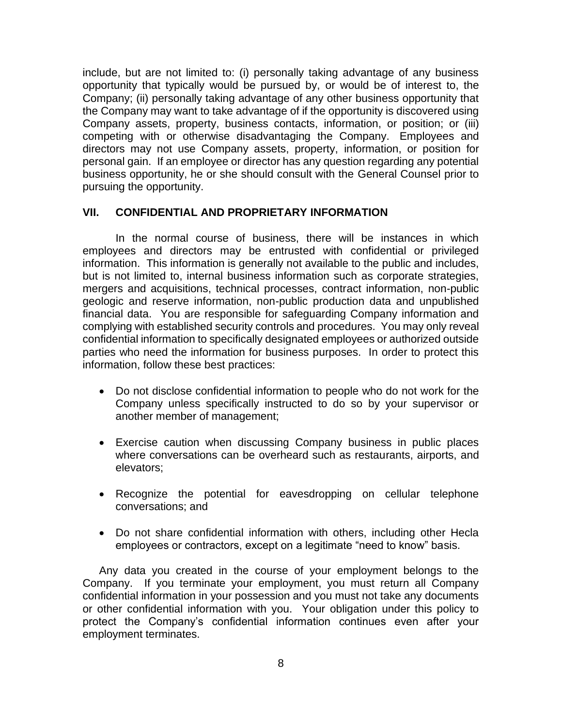include, but are not limited to: (i) personally taking advantage of any business opportunity that typically would be pursued by, or would be of interest to, the Company; (ii) personally taking advantage of any other business opportunity that the Company may want to take advantage of if the opportunity is discovered using Company assets, property, business contacts, information, or position; or (iii) competing with or otherwise disadvantaging the Company. Employees and directors may not use Company assets, property, information, or position for personal gain. If an employee or director has any question regarding any potential business opportunity, he or she should consult with the General Counsel prior to pursuing the opportunity.

## VII. CONFIDENTIAL AND PROPRIETARY INFORMATION

In the normal course of business, there will be instances in which employees and directors may be entrusted with confidential or privileged information. This information is generally not available to the public and includes, but is not limited to, internal business information such as corporate strategies, mergers and acquisitions, technical processes, contract information, non-public geologic and reserve information, non-public production data and unpublished financial data. You are responsible for safeguarding Company information and complying with established security controls and procedures. You may only reveal confidential information to specifically designated employees or authorized outside parties who need the information for business purposes. In order to protect this information, follow these best practices:

- Do not disclose confidential information to people who do not work for the Company unless specifically instructed to do so by your supervisor or another member of management;
- Exercise caution when discussing Company business in public places where conversations can be overheard such as restaurants, airports, and elevators;
- Recognize the potential for eavesdropping on cellular telephone conversations; and
- Do not share confidential information with others, including other Hecla employees or contractors, except on a legitimate "need to know" basis.

Any data you created in the course of your employment belongs to the Company. If you terminate your employment, you must return all Company confidential information in your possession and you must not take any documents or other confidential information with you. Your obligation under this policy to protect the Company's confidential information continues even after your employment terminates.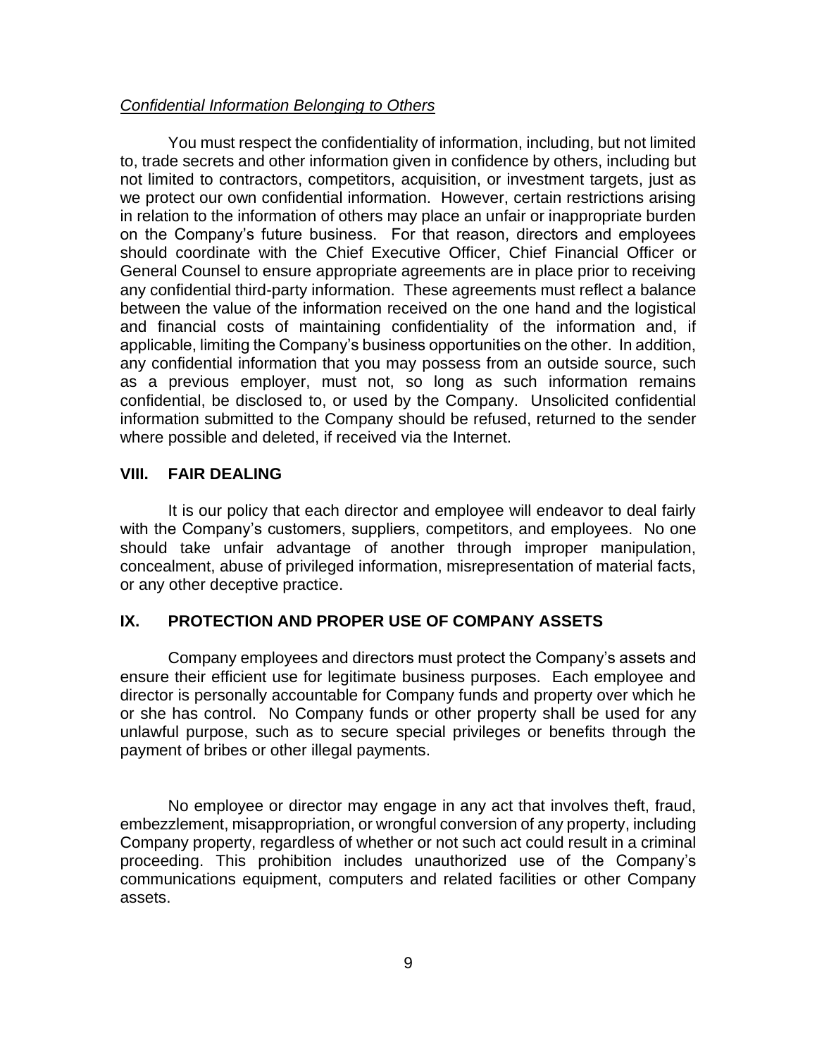*Confidential Information Belonging to Others*

You must respect the confidentiality of information, including, but not limited to, trade secrets and other information given in confidence by others, including but not limited to contractors, competitors, acquisition, or investment targets, just as we protect our own confidential information. However, certain restrictions arising in relation to the information of others may place an unfair or inappropriate burden on the Company's future business. For that reason, directors and employees should coordinate with the Chief Executive Officer, Chief Financial Officer or General Counsel to ensure appropriate agreements are in place prior to receiving any confidential third-party information. These agreements must reflect a balance between the value of the information received on the one hand and the logistical and financial costs of maintaining confidentiality of the information and, if applicable, limiting the Company's business opportunities on the other. In addition, any confidential information that you may possess from an outside source, such as a previous employer, must not, so long as such information remains confidential, be disclosed to, or used by the Company. Unsolicited confidential information submitted to the Company should be refused, returned to the sender where possible and deleted, if received via the Internet.

## VIII. FAIR DEALING

It is our policy that each director and employee will endeavor to deal fairly with the Company's customers, suppliers, competitors, and employees. No one should take unfair advantage of another through improper manipulation, concealment, abuse of privileged information, misrepresentation of material facts, or any other deceptive practice.

## IX. PROTECTION AND PROPER USE OF COMPANY ASSETS

Company employees and directors must protect the Company's assets and ensure their efficient use for legitimate business purposes. Each employee and director is personally accountable for Company funds and property over which he or she has control. No Company funds or other property shall be used for any unlawful purpose, such as to secure special privileges or benefits through the payment of bribes or other illegal payments.

No employee or director may engage in any act that involves theft, fraud, embezzlement, misappropriation, or wrongful conversion of any property, including Company property, regardless of whether or not such act could result in a criminal proceeding. This prohibition includes unauthorized use of the Company's communications equipment, computers and related facilities or other Company assets.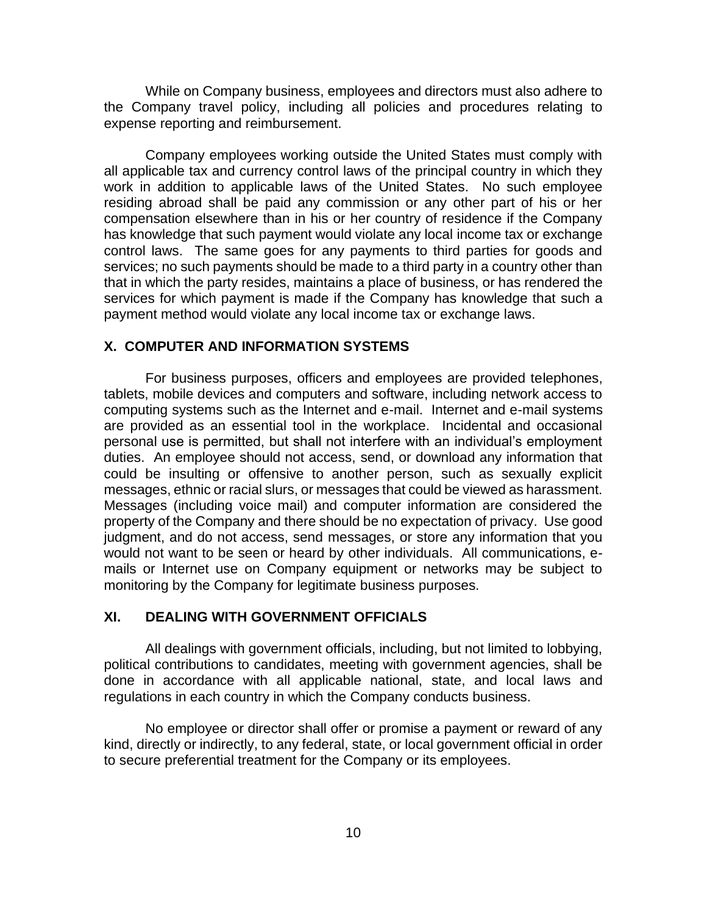While on Company business, employees and directors must also adhere to the Company travel policy, including all policies and procedures relating to expense reporting and reimbursement.

Company employees working outside the United States must comply with all applicable tax and currency control laws of the principal country in which they work in addition to applicable laws of the United States. No such employee residing abroad shall be paid any commission or any other part of his or her compensation elsewhere than in his or her country of residence if the Company has knowledge that such payment would violate any local income tax or exchange control laws. The same goes for any payments to third parties for goods and services; no such payments should be made to a third party in a country other than that in which the party resides, maintains a place of business, or has rendered the services for which payment is made if the Company has knowledge that such a payment method would violate any local income tax or exchange laws.

## X. COMPUTER AND INFORMATION SYSTEMS

For business purposes, officers and employees are provided telephones, tablets, mobile devices and computers and software, including network access to computing systems such as the Internet and e-mail. Internet and e-mail systems are provided as an essential tool in the workplace. Incidental and occasional personal use is permitted, but shall not interfere with an individual's employment duties. An employee should not access, send, or download any information that could be insulting or offensive to another person, such as sexually explicit messages, ethnic or racial slurs, or messages that could be viewed as harassment. Messages (including voice mail) and computer information are considered the property of the Company and there should be no expectation of privacy. Use good judgment, and do not access, send messages, or store any information that you would not want to be seen or heard by other individuals. All communications, e-mails or Internet use on Company equipment or networks may be subject to monitoring by the Company for legitimate business purposes.

## XI. DEALING WITH GOVERNMENT OFFICIALS

All dealings with government officials, including, but not limited to lobbying, political contributions to candidates, meeting with government agencies, shall be done in accordance with all applicable national, state, and local laws and regulations in each country in which the Company conducts business.

No employee or director shall offer or promise a payment or reward of any kind, directly or indirectly, to any federal, state, or local government official in order to secure preferential treatment for the Company or its employees.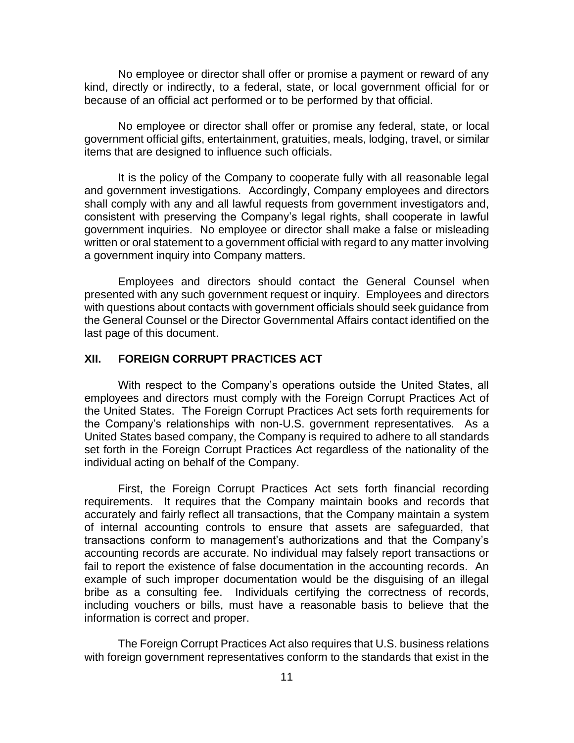No employee or director shall offer or promise a payment or reward of any kind, directly or indirectly, to a federal, state, or local government official for or because of an official act performed or to be performed by that official.

No employee or director shall offer or promise any federal, state, or local government official gifts, entertainment, gratuities, meals, lodging, travel, or similar items that are designed to influence such officials.

It is the policy of the Company to cooperate fully with all reasonable legal and government investigations. Accordingly, Company employees and directors shall comply with any and all lawful requests from government investigators and, consistent with preserving the Company's legal rights, shall cooperate in lawful government inquiries. No employee or director shall make a false or misleading written or oral statement to a government official with regard to any matter involving a government inquiry into Company matters.

Employees and directors should contact the General Counsel when presented with any such government request or inquiry. Employees and directors with questions about contacts with government officials should seek guidance from the General Counsel or the Director Governmental Affairs contact identified on the last page of this document.

## XII. FOREIGN CORRUPT PRACTICES ACT

With respect to the Company's operations outside the United States, all employees and directors must comply with the Foreign Corrupt Practices Act of the United States. The Foreign Corrupt Practices Act sets forth requirements for the Company's relationships with non-U.S. government representatives. As a United States based company, the Company is required to adhere to all standards set forth in the Foreign Corrupt Practices Act regardless of the nationality of the individual acting on behalf of the Company.

First, the Foreign Corrupt Practices Act sets forth financial recording requirements. It requires that the Company maintain books and records that accurately and fairly reflect all transactions, that the Company maintain a system of internal accounting controls to ensure that assets are safeguarded, that transactions conform to management's authorizations and that the Company's accounting records are accurate. No individual may falsely report transactions or fail to report the existence of false documentation in the accounting records. An example of such improper documentation would be the disguising of an illegal bribe as a consulting fee. Individuals certifying the correctness of records, including vouchers or bills, must have a reasonable basis to believe that the information is correct and proper.

The Foreign Corrupt Practices Act also requires that U.S. business relations with foreign government representatives conform to the standards that exist in the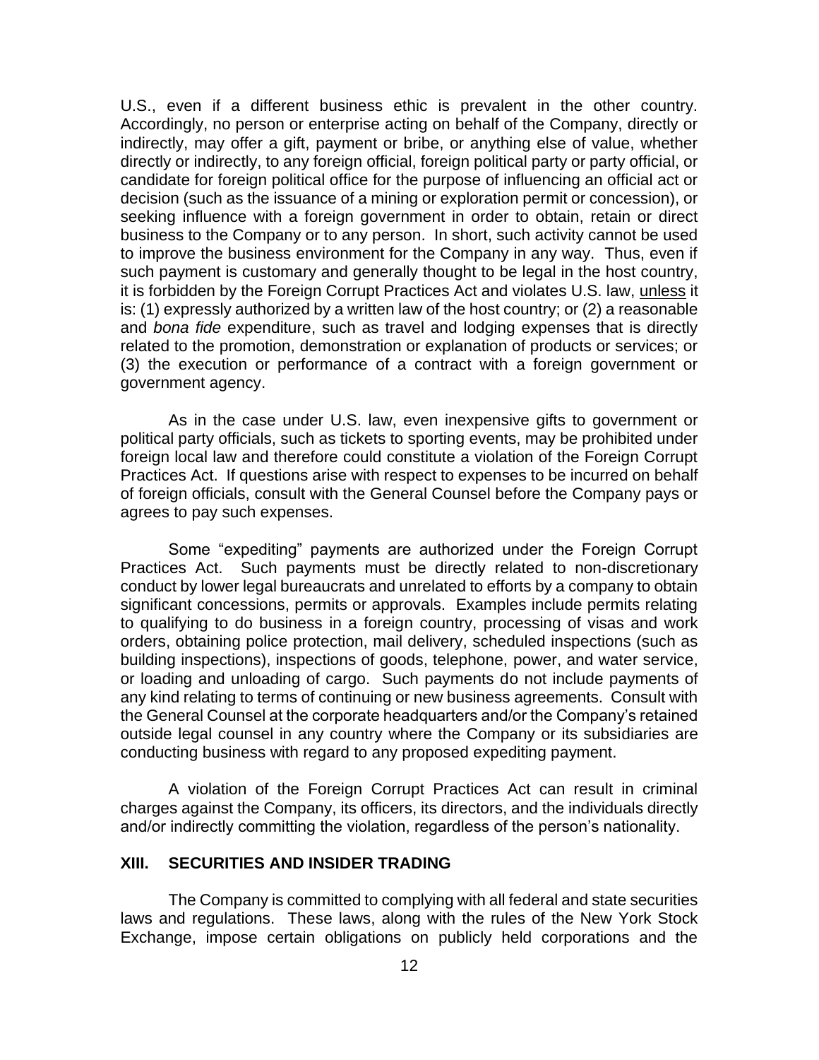U.S., even if a different business ethic is prevalent in the other country. Accordingly, no person or enterprise acting on behalf of the Company, directly or indirectly, may offer a gift, payment or bribe, or anything else of value, whether directly or indirectly, to any foreign official, foreign political party or party official, or candidate for foreign political office for the purpose of influencing an official act or decision (such as the issuance of a mining or exploration permit or concession), or seeking influence with a foreign government in order to obtain, retain or direct business to the Company or to any person. In short, such activity cannot be used to improve the business environment for the Company in any way. Thus, even if such payment is customary and generally thought to be legal in the host country, it is forbidden by the Foreign Corrupt Practices Act and violates U.S. law, <u>unless</u> it is: (1) expressly authorized by a written law of the host country; or (2) a reasonable and *bona fide* expenditure, such as travel and lodging expenses that is directly related to the promotion, demonstration or explanation of products or services; or (3) the execution or performance of a contract with a foreign government or government agency.

As in the case under U.S. law, even inexpensive gifts to government or political party officials, such as tickets to sporting events, may be prohibited under foreign local law and therefore could constitute a violation of the Foreign Corrupt Practices Act. If questions arise with respect to expenses to be incurred on behalf of foreign officials, consult with the General Counsel before the Company pays or agrees to pay such expenses.

Some "expediting" payments are authorized under the Foreign Corrupt Practices Act. Such payments must be directly related to non-discretionary conduct by lower legal bureaucrats and unrelated to efforts by a company to obtain significant concessions, permits or approvals. Examples include permits relating to qualifying to do business in a foreign country, processing of visas and work orders, obtaining police protection, mail delivery, scheduled inspections (such as building inspections), inspections of goods, telephone, power, and water service, or loading and unloading of cargo. Such payments do not include payments of any kind relating to terms of continuing or new business agreements. Consult with the General Counsel at the corporate headquarters and/or the Company's retained outside legal counsel in any country where the Company or its subsidiaries are conducting business with regard to any proposed expediting payment.

A violation of the Foreign Corrupt Practices Act can result in criminal charges against the Company, its officers, its directors, and the individuals directly and/or indirectly committing the violation, regardless of the person's nationality.

## XIII. SECURITIES AND INSIDER TRADING

The Company is committed to complying with all federal and state securities laws and regulations. These laws, along with the rules of the New York Stock Exchange, impose certain obligations on publicly held corporations and the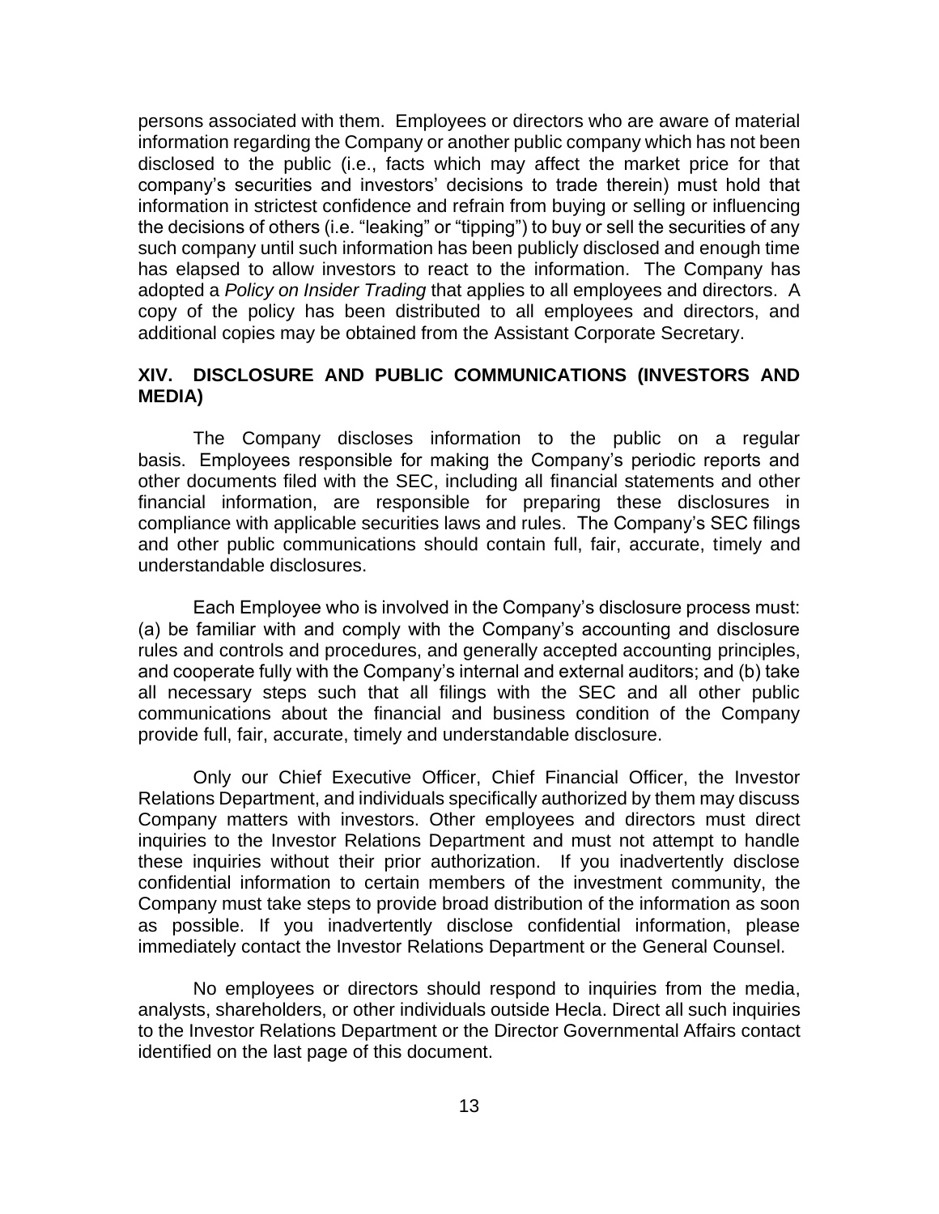persons associated with them. Employees or directors who are aware of material information regarding the Company or another public company which has not been disclosed to the public (i.e., facts which may affect the market price for that company's securities and investors' decisions to trade therein) must hold that information in strictest confidence and refrain from buying or selling or influencing the decisions of others (i.e. "leaking" or "tipping") to buy or sell the securities of any such company until such information has been publicly disclosed and enough time has elapsed to allow investors to react to the information. The Company has adopted a *Policy on Insider Trading* that applies to all employees and directors. A copy of the policy has been distributed to all employees and directors, and additional copies may be obtained from the Assistant Corporate Secretary.

## XIV. DISCLOSURE AND PUBLIC COMMUNICATIONS (INVESTORS AND MEDIA)

The Company discloses information to the public on a regular basis. Employees responsible for making the Company's periodic reports and other documents filed with the SEC, including all financial statements and other financial information, are responsible for preparing these disclosures in compliance with applicable securities laws and rules. The Company's SEC filings and other public communications should contain full, fair, accurate, timely and understandable disclosures.

Each Employee who is involved in the Company's disclosure process must: (a) be familiar with and comply with the Company's accounting and disclosure rules and controls and procedures, and generally accepted accounting principles, and cooperate fully with the Company's internal and external auditors; and (b) take all necessary steps such that all filings with the SEC and all other public communications about the financial and business condition of the Company provide full, fair, accurate, timely and understandable disclosure.

Only our Chief Executive Officer, Chief Financial Officer, the Investor Relations Department, and individuals specifically authorized by them may discuss Company matters with investors. Other employees and directors must direct inquiries to the Investor Relations Department and must not attempt to handle these inquiries without their prior authorization. If you inadvertently disclose confidential information to certain members of the investment community, the Company must take steps to provide broad distribution of the information as soon as possible. If you inadvertently disclose confidential information, please immediately contact the Investor Relations Department or the General Counsel.

No employees or directors should respond to inquiries from the media, analysts, shareholders, or other individuals outside Hecla. Direct all such inquiries to the Investor Relations Department or the Director Governmental Affairs contact identified on the last page of this document.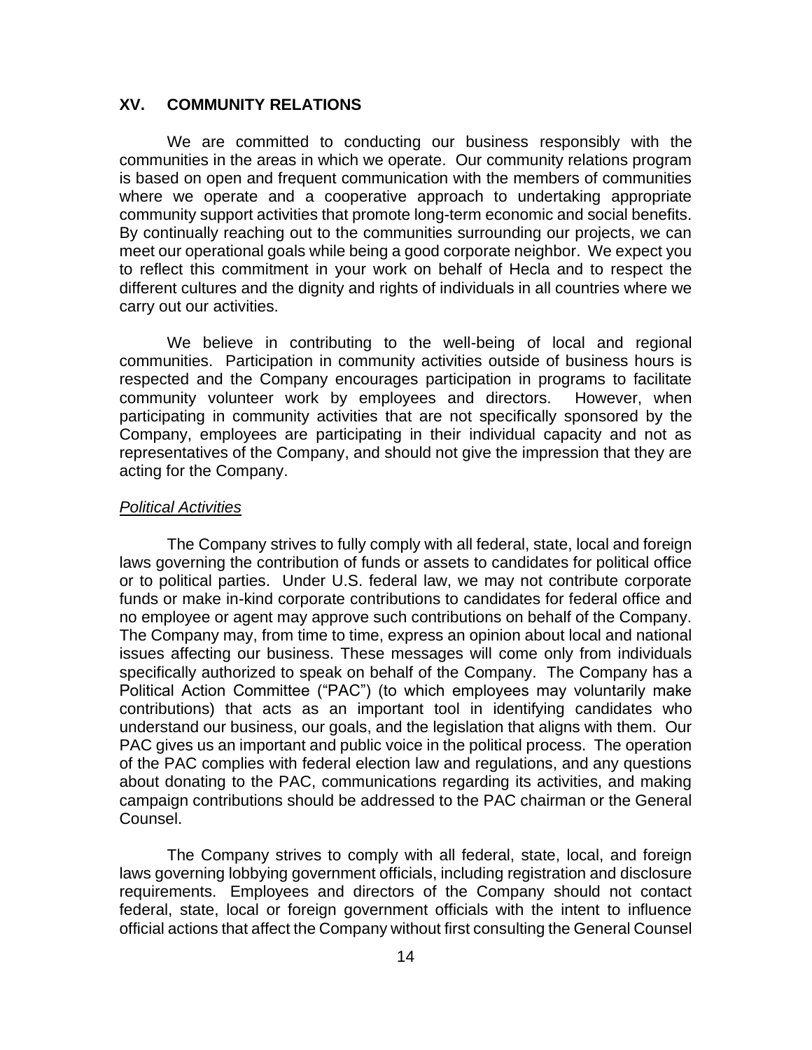## XV. COMMUNITY RELATIONS

We are committed to conducting our business responsibly with the communities in the areas in which we operate. Our community relations program is based on open and frequent communication with the members of communities where we operate and a cooperative approach to undertaking appropriate community support activities that promote long-term economic and social benefits. By continually reaching out to the communities surrounding our projects, we can meet our operational goals while being a good corporate neighbor. We expect you to reflect this commitment in your work on behalf of Hecla and to respect the different cultures and the dignity and rights of individuals in all countries where we carry out our activities.

We believe in contributing to the well-being of local and regional communities. Participation in community activities outside of business hours is respected and the Company encourages participation in programs to facilitate community volunteer work by employees and directors. However, when participating in community activities that are not specifically sponsored by the Company, employees are participating in their individual capacity and not as representatives of the Company, and should not give the impression that they are acting for the Company.

*Political Activities*

The Company strives to fully comply with all federal, state, local and foreign laws governing the contribution of funds or assets to candidates for political office or to political parties. Under U.S. federal law, we may not contribute corporate funds or make in-kind corporate contributions to candidates for federal office and no employee or agent may approve such contributions on behalf of the Company. The Company may, from time to time, express an opinion about local and national issues affecting our business. These messages will come only from individuals specifically authorized to speak on behalf of the Company. The Company has a Political Action Committee ("PAC") (to which employees may voluntarily make contributions) that acts as an important tool in identifying candidates who understand our business, our goals, and the legislation that aligns with them. Our PAC gives us an important and public voice in the political process. The operation of the PAC complies with federal election law and regulations, and any questions about donating to the PAC, communications regarding its activities, and making campaign contributions should be addressed to the PAC chairman or the General Counsel.

The Company strives to comply with all federal, state, local, and foreign laws governing lobbying government officials, including registration and disclosure requirements. Employees and directors of the Company should not contact federal, state, local or foreign government officials with the intent to influence official actions that affect the Company without first consulting the General Counsel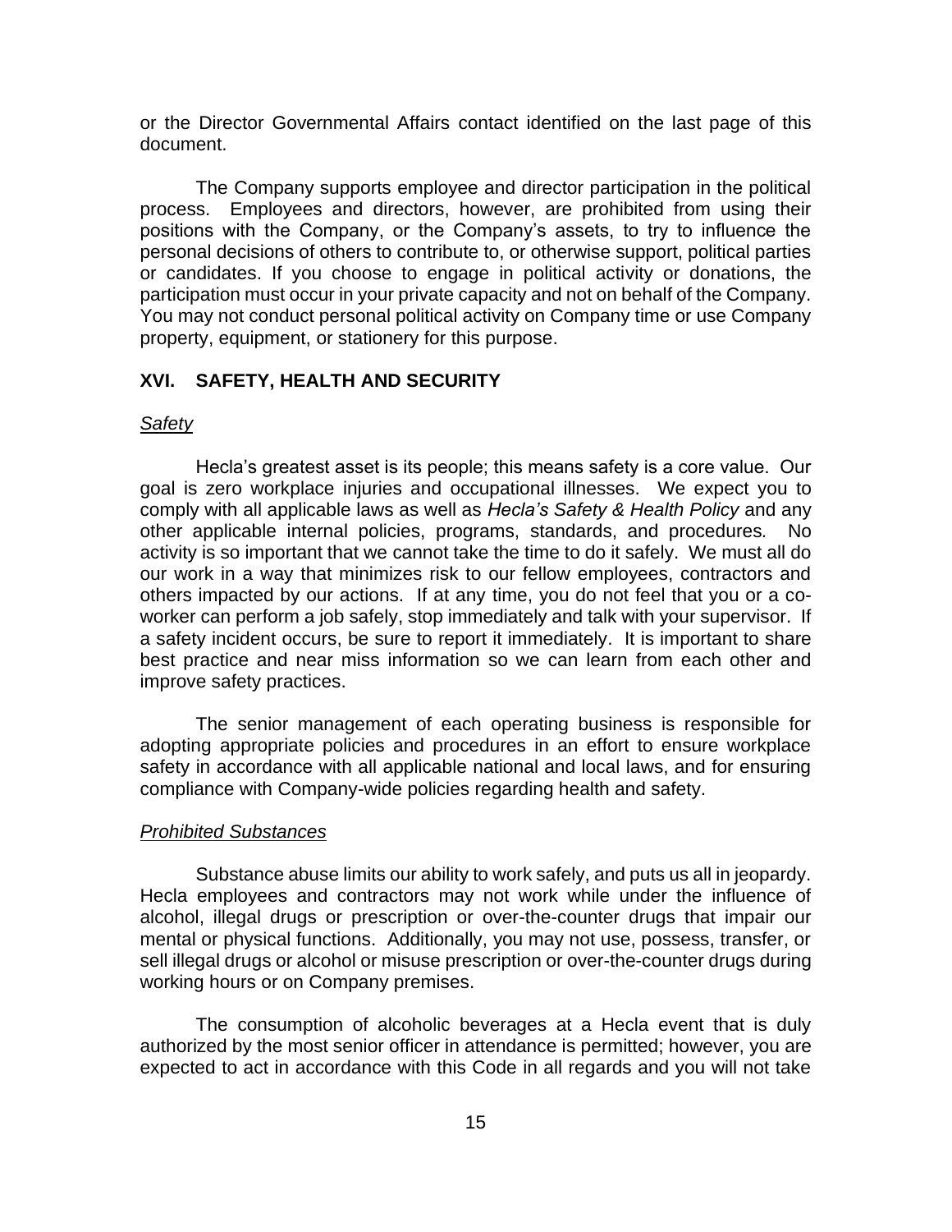or the Director Governmental Affairs contact identified on the last page of this document.

The Company supports employee and director participation in the political process. Employees and directors, however, are prohibited from using their positions with the Company, or the Company's assets, to try to influence the personal decisions of others to contribute to, or otherwise support, political parties or candidates. If you choose to engage in political activity or donations, the participation must occur in your private capacity and not on behalf of the Company. You may not conduct personal political activity on Company time or use Company property, equipment, or stationery for this purpose.

## XVI. SAFETY, HEALTH AND SECURITY

### *Safety*

Hecla's greatest asset is its people; this means safety is a core value. Our goal is zero workplace injuries and occupational illnesses. We expect you to comply with all applicable laws as well as *Hecla's Safety & Health Policy* and any other applicable internal policies, programs, standards, and procedures. No activity is so important that we cannot take the time to do it safely. We must all do our work in a way that minimizes risk to our fellow employees, contractors and others impacted by our actions. If at any time, you do not feel that you or a co-worker can perform a job safely, stop immediately and talk with your supervisor. If a safety incident occurs, be sure to report it immediately. It is important to share best practice and near miss information so we can learn from each other and improve safety practices.

The senior management of each operating business is responsible for adopting appropriate policies and procedures in an effort to ensure workplace safety in accordance with all applicable national and local laws, and for ensuring compliance with Company-wide policies regarding health and safety.

### *Prohibited Substances*

Substance abuse limits our ability to work safely, and puts us all in jeopardy. Hecla employees and contractors may not work while under the influence of alcohol, illegal drugs or prescription or over-the-counter drugs that impair our mental or physical functions. Additionally, you may not use, possess, transfer, or sell illegal drugs or alcohol or misuse prescription or over-the-counter drugs during working hours or on Company premises.

The consumption of alcoholic beverages at a Hecla event that is duly authorized by the most senior officer in attendance is permitted; however, you are expected to act in accordance with this Code in all regards and you will not take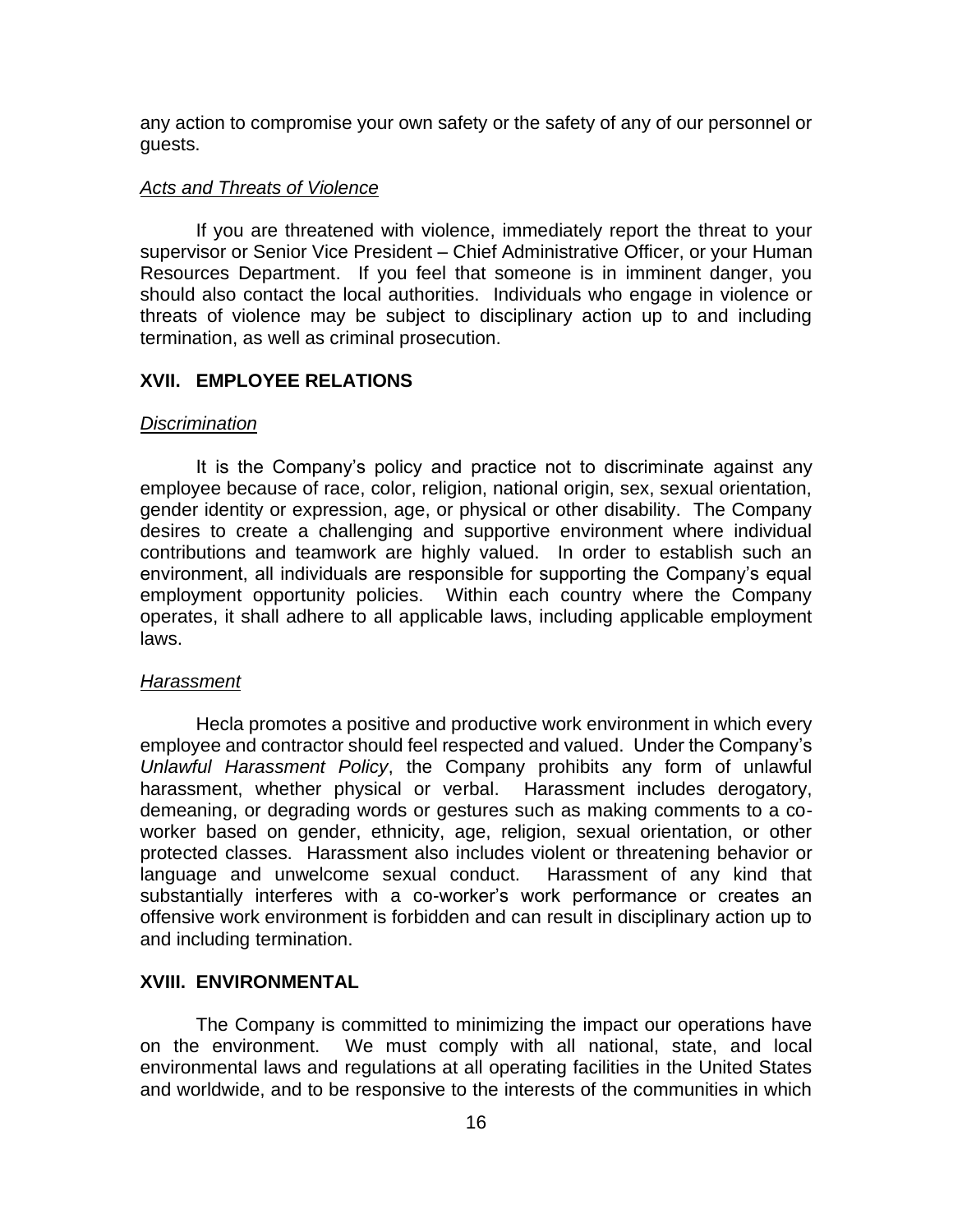any action to compromise your own safety or the safety of any of our personnel or guests.

*Acts and Threats of Violence*

If you are threatened with violence, immediately report the threat to your supervisor or Senior Vice President – Chief Administrative Officer, or your Human Resources Department. If you feel that someone is in imminent danger, you should also contact the local authorities. Individuals who engage in violence or threats of violence may be subject to disciplinary action up to and including termination, as well as criminal prosecution.

## XVII. EMPLOYEE RELATIONS

*Discrimination*

It is the Company's policy and practice not to discriminate against any employee because of race, color, religion, national origin, sex, sexual orientation, gender identity or expression, age, or physical or other disability. The Company desires to create a challenging and supportive environment where individual contributions and teamwork are highly valued. In order to establish such an environment, all individuals are responsible for supporting the Company's equal employment opportunity policies. Within each country where the Company operates, it shall adhere to all applicable laws, including applicable employment laws.

*Harassment*

Hecla promotes a positive and productive work environment in which every employee and contractor should feel respected and valued. Under the Company's *Unlawful Harassment Policy*, the Company prohibits any form of unlawful harassment, whether physical or verbal. Harassment includes derogatory, demeaning, or degrading words or gestures such as making comments to a co-worker based on gender, ethnicity, age, religion, sexual orientation, or other protected classes. Harassment also includes violent or threatening behavior or language and unwelcome sexual conduct. Harassment of any kind that substantially interferes with a co-worker's work performance or creates an offensive work environment is forbidden and can result in disciplinary action up to and including termination.

## XVIII. ENVIRONMENTAL

The Company is committed to minimizing the impact our operations have on the environment. We must comply with all national, state, and local environmental laws and regulations at all operating facilities in the United States and worldwide, and to be responsive to the interests of the communities in which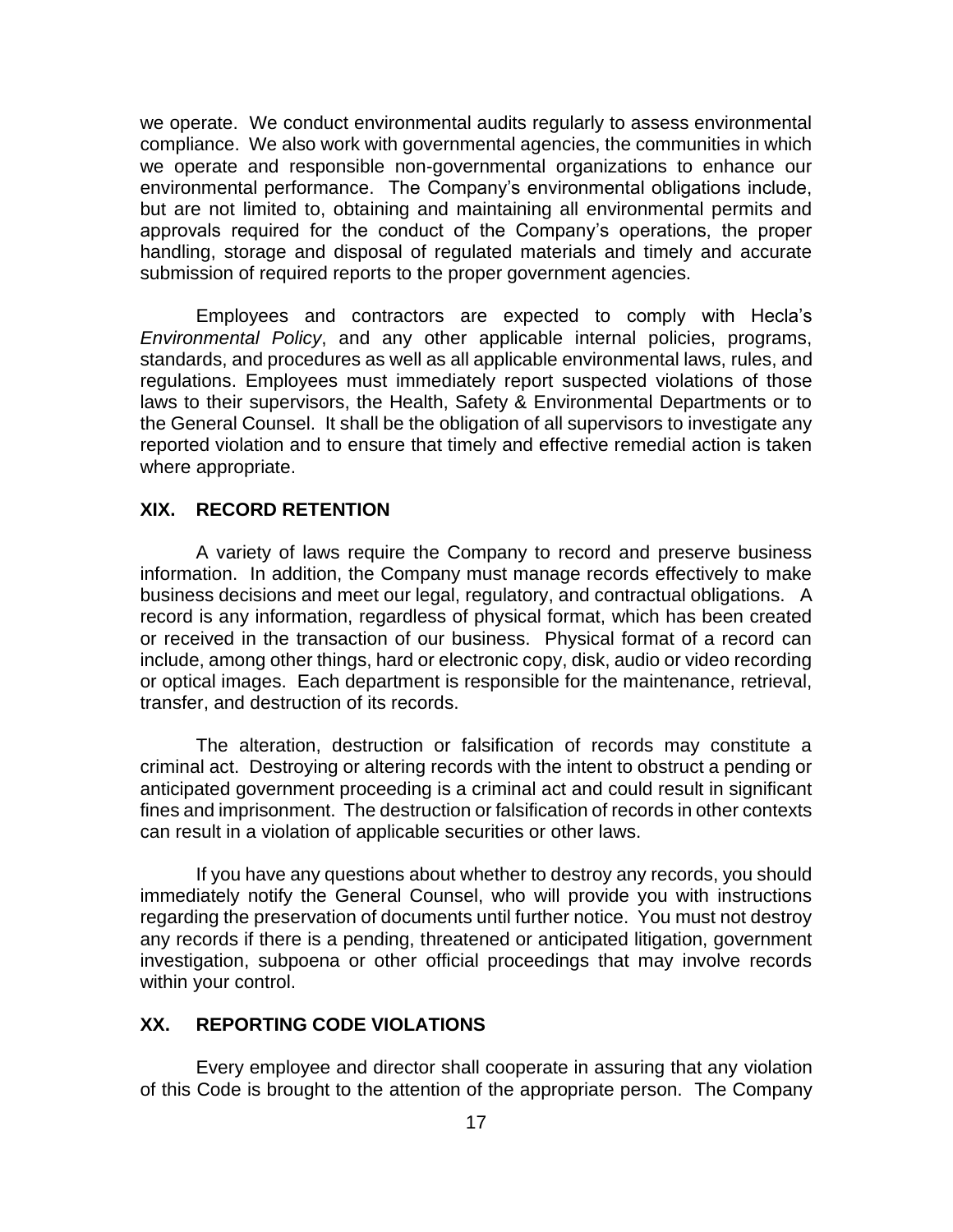we operate. We conduct environmental audits regularly to assess environmental compliance. We also work with governmental agencies, the communities in which we operate and responsible non-governmental organizations to enhance our environmental performance. The Company's environmental obligations include, but are not limited to, obtaining and maintaining all environmental permits and approvals required for the conduct of the Company's operations, the proper handling, storage and disposal of regulated materials and timely and accurate submission of required reports to the proper government agencies.

Employees and contractors are expected to comply with Hecla's *Environmental Policy*, and any other applicable internal policies, programs, standards, and procedures as well as all applicable environmental laws, rules, and regulations. Employees must immediately report suspected violations of those laws to their supervisors, the Health, Safety & Environmental Departments or to the General Counsel. It shall be the obligation of all supervisors to investigate any reported violation and to ensure that timely and effective remedial action is taken where appropriate.

## XIX. RECORD RETENTION

A variety of laws require the Company to record and preserve business information. In addition, the Company must manage records effectively to make business decisions and meet our legal, regulatory, and contractual obligations. A record is any information, regardless of physical format, which has been created or received in the transaction of our business. Physical format of a record can include, among other things, hard or electronic copy, disk, audio or video recording or optical images. Each department is responsible for the maintenance, retrieval, transfer, and destruction of its records.

The alteration, destruction or falsification of records may constitute a criminal act. Destroying or altering records with the intent to obstruct a pending or anticipated government proceeding is a criminal act and could result in significant fines and imprisonment. The destruction or falsification of records in other contexts can result in a violation of applicable securities or other laws.

If you have any questions about whether to destroy any records, you should immediately notify the General Counsel, who will provide you with instructions regarding the preservation of documents until further notice. You must not destroy any records if there is a pending, threatened or anticipated litigation, government investigation, subpoena or other official proceedings that may involve records within your control.

## XX. REPORTING CODE VIOLATIONS

Every employee and director shall cooperate in assuring that any violation of this Code is brought to the attention of the appropriate person. The Company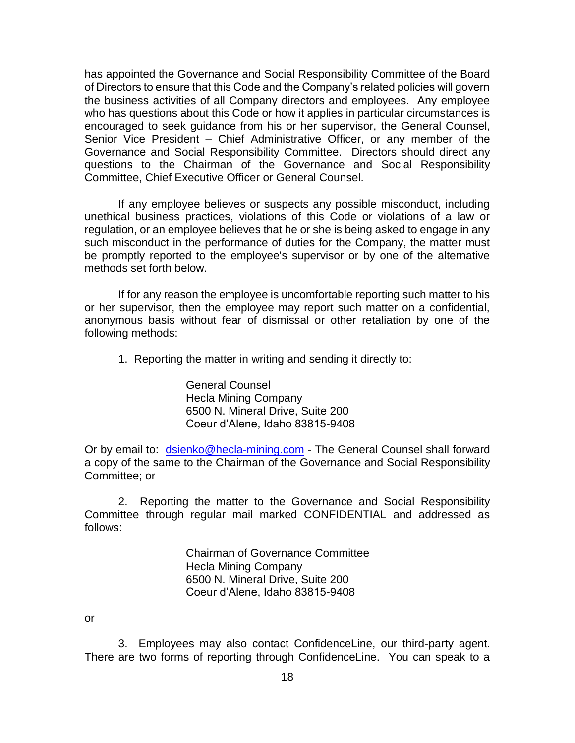has appointed the Governance and Social Responsibility Committee of the Board of Directors to ensure that this Code and the Company's related policies will govern the business activities of all Company directors and employees. Any employee who has questions about this Code or how it applies in particular circumstances is encouraged to seek guidance from his or her supervisor, the General Counsel, Senior Vice President – Chief Administrative Officer, or any member of the Governance and Social Responsibility Committee. Directors should direct any questions to the Chairman of the Governance and Social Responsibility Committee, Chief Executive Officer or General Counsel.

If any employee believes or suspects any possible misconduct, including unethical business practices, violations of this Code or violations of a law or regulation, or an employee believes that he or she is being asked to engage in any such misconduct in the performance of duties for the Company, the matter must be promptly reported to the employee's supervisor or by one of the alternative methods set forth below.

If for any reason the employee is uncomfortable reporting such matter to his or her supervisor, then the employee may report such matter on a confidential, anonymous basis without fear of dismissal or other retaliation by one of the following methods:

1. Reporting the matter in writing and sending it directly to:

   General Counsel
   Hecla Mining Company
   6500 N. Mineral Drive, Suite 200
   Coeur d'Alene, Idaho 83815-9408

Or by email to: dsienko@hecla-mining.com - The General Counsel shall forward a copy of the same to the Chairman of the Governance and Social Responsibility Committee; or

2. Reporting the matter to the Governance and Social Responsibility Committee through regular mail marked CONFIDENTIAL and addressed as follows:

   Chairman of Governance Committee
   Hecla Mining Company
   6500 N. Mineral Drive, Suite 200
   Coeur d'Alene, Idaho 83815-9408

or

3. Employees may also contact ConfidenceLine, our third-party agent. There are two forms of reporting through ConfidenceLine. You can speak to a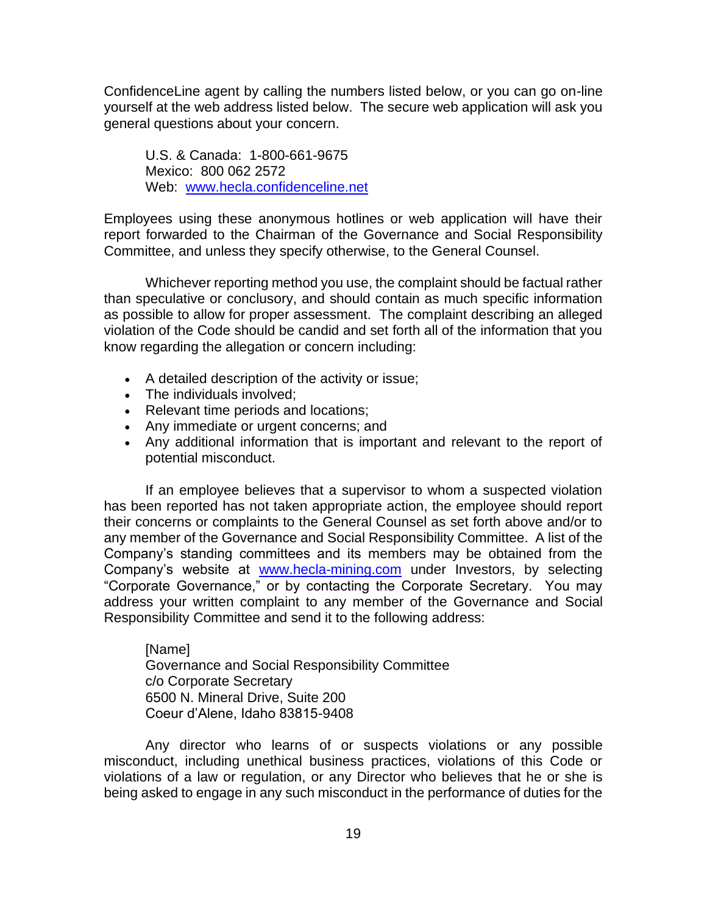ConfidenceLine agent by calling the numbers listed below, or you can go on-line yourself at the web address listed below. The secure web application will ask you general questions about your concern.

U.S. & Canada: 1-800-661-9675
Mexico: 800 062 2572
Web: www.hecla.confidenceline.net

Employees using these anonymous hotlines or web application will have their report forwarded to the Chairman of the Governance and Social Responsibility Committee, and unless they specify otherwise, to the General Counsel.

Whichever reporting method you use, the complaint should be factual rather than speculative or conclusory, and should contain as much specific information as possible to allow for proper assessment. The complaint describing an alleged violation of the Code should be candid and set forth all of the information that you know regarding the allegation or concern including:

- A detailed description of the activity or issue;
- The individuals involved;
- Relevant time periods and locations;
- Any immediate or urgent concerns; and
- Any additional information that is important and relevant to the report of potential misconduct.

If an employee believes that a supervisor to whom a suspected violation has been reported has not taken appropriate action, the employee should report their concerns or complaints to the General Counsel as set forth above and/or to any member of the Governance and Social Responsibility Committee. A list of the Company's standing committees and its members may be obtained from the Company's website at www.hecla-mining.com under Investors, by selecting "Corporate Governance," or by contacting the Corporate Secretary. You may address your written complaint to any member of the Governance and Social Responsibility Committee and send it to the following address:

[Name]
Governance and Social Responsibility Committee
c/o Corporate Secretary
6500 N. Mineral Drive, Suite 200
Coeur d'Alene, Idaho 83815-9408

Any director who learns of or suspects violations or any possible misconduct, including unethical business practices, violations of this Code or violations of a law or regulation, or any Director who believes that he or she is being asked to engage in any such misconduct in the performance of duties for the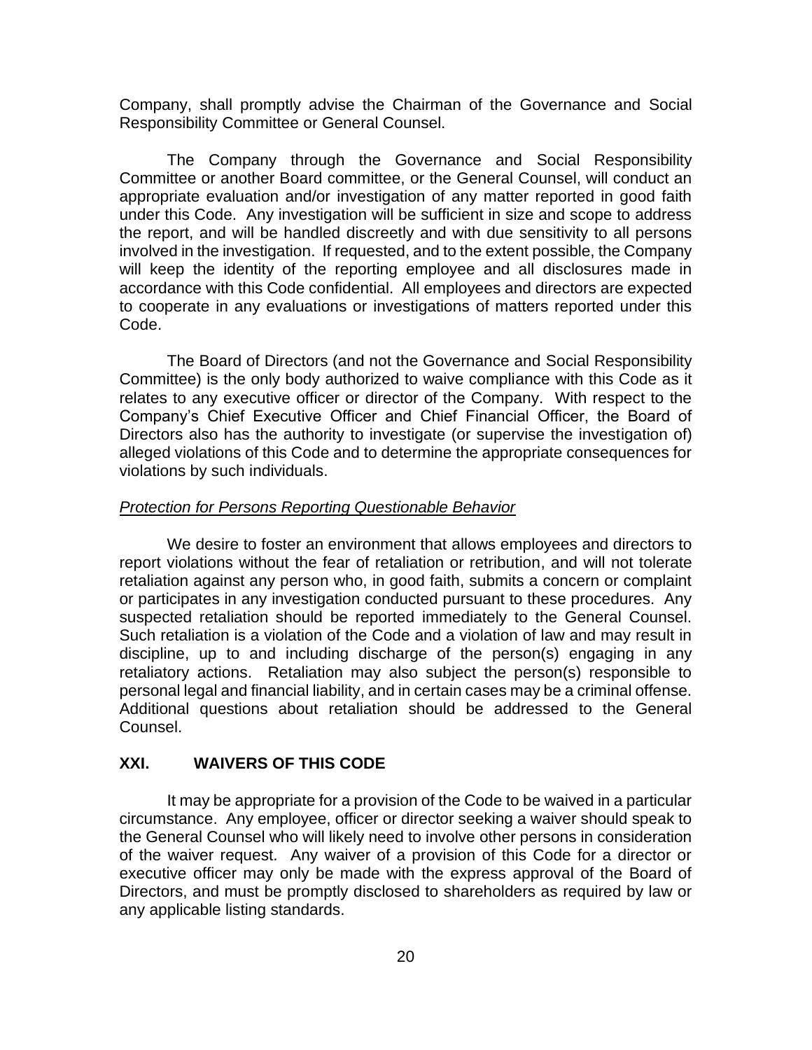Company, shall promptly advise the Chairman of the Governance and Social Responsibility Committee or General Counsel.

The Company through the Governance and Social Responsibility Committee or another Board committee, or the General Counsel, will conduct an appropriate evaluation and/or investigation of any matter reported in good faith under this Code. Any investigation will be sufficient in size and scope to address the report, and will be handled discreetly and with due sensitivity to all persons involved in the investigation. If requested, and to the extent possible, the Company will keep the identity of the reporting employee and all disclosures made in accordance with this Code confidential. All employees and directors are expected to cooperate in any evaluations or investigations of matters reported under this Code.

The Board of Directors (and not the Governance and Social Responsibility Committee) is the only body authorized to waive compliance with this Code as it relates to any executive officer or director of the Company. With respect to the Company's Chief Executive Officer and Chief Financial Officer, the Board of Directors also has the authority to investigate (or supervise the investigation of) alleged violations of this Code and to determine the appropriate consequences for violations by such individuals.

*Protection for Persons Reporting Questionable Behavior*

We desire to foster an environment that allows employees and directors to report violations without the fear of retaliation or retribution, and will not tolerate retaliation against any person who, in good faith, submits a concern or complaint or participates in any investigation conducted pursuant to these procedures. Any suspected retaliation should be reported immediately to the General Counsel. Such retaliation is a violation of the Code and a violation of law and may result in discipline, up to and including discharge of the person(s) engaging in any retaliatory actions. Retaliation may also subject the person(s) responsible to personal legal and financial liability, and in certain cases may be a criminal offense. Additional questions about retaliation should be addressed to the General Counsel.

## XXI. WAIVERS OF THIS CODE

It may be appropriate for a provision of the Code to be waived in a particular circumstance. Any employee, officer or director seeking a waiver should speak to the General Counsel who will likely need to involve other persons in consideration of the waiver request. Any waiver of a provision of this Code for a director or executive officer may only be made with the express approval of the Board of Directors, and must be promptly disclosed to shareholders as required by law or any applicable listing standards.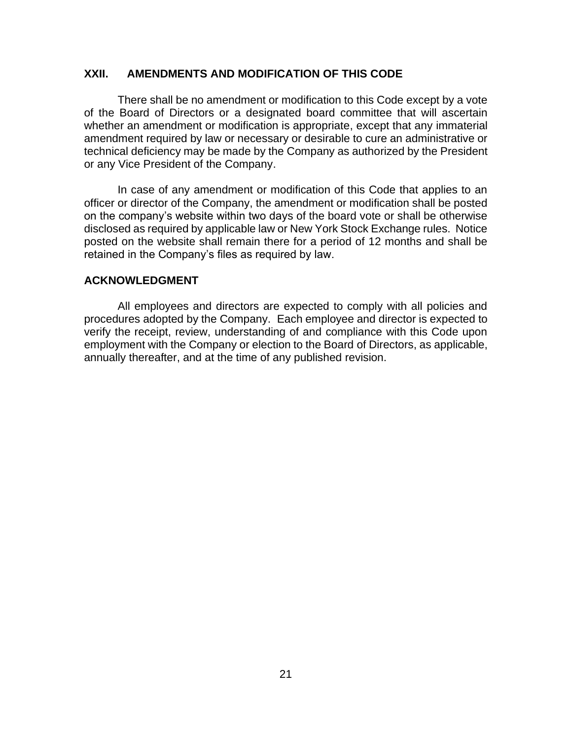## XXII. AMENDMENTS AND MODIFICATION OF THIS CODE

There shall be no amendment or modification to this Code except by a vote of the Board of Directors or a designated board committee that will ascertain whether an amendment or modification is appropriate, except that any immaterial amendment required by law or necessary or desirable to cure an administrative or technical deficiency may be made by the Company as authorized by the President or any Vice President of the Company.

In case of any amendment or modification of this Code that applies to an officer or director of the Company, the amendment or modification shall be posted on the company's website within two days of the board vote or shall be otherwise disclosed as required by applicable law or New York Stock Exchange rules. Notice posted on the website shall remain there for a period of 12 months and shall be retained in the Company's files as required by law.

## ACKNOWLEDGMENT

All employees and directors are expected to comply with all policies and procedures adopted by the Company. Each employee and director is expected to verify the receipt, review, understanding of and compliance with this Code upon employment with the Company or election to the Board of Directors, as applicable, annually thereafter, and at the time of any published revision.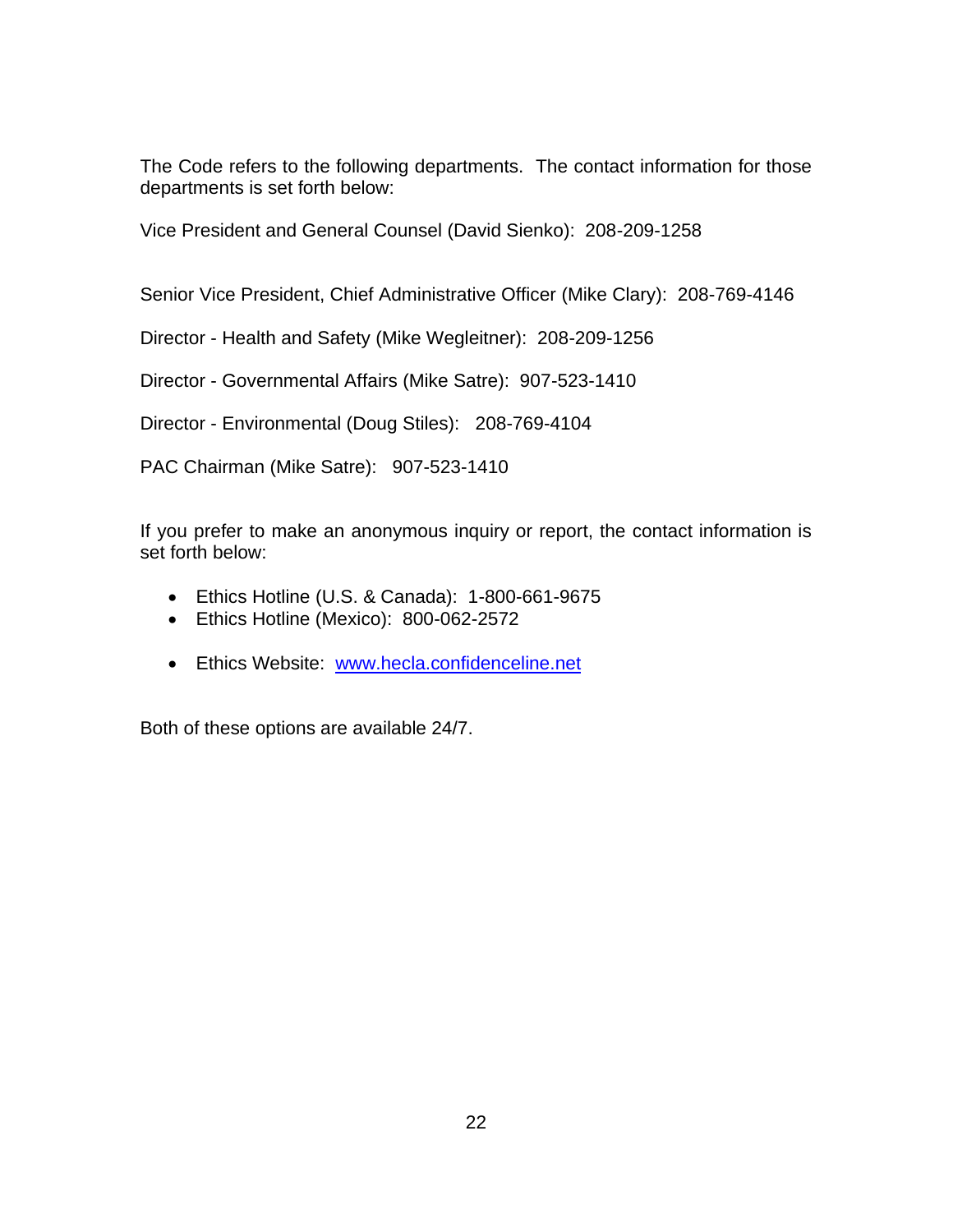The Code refers to the following departments. The contact information for those departments is set forth below:

Vice President and General Counsel (David Sienko): 208-209-1258

Senior Vice President, Chief Administrative Officer (Mike Clary): 208-769-4146

Director - Health and Safety (Mike Wegleitner): 208-209-1256

Director - Governmental Affairs (Mike Satre): 907-523-1410

Director - Environmental (Doug Stiles): 208-769-4104

PAC Chairman (Mike Satre): 907-523-1410

If you prefer to make an anonymous inquiry or report, the contact information is set forth below:

- Ethics Hotline (U.S. & Canada): 1-800-661-9675
- Ethics Hotline (Mexico): 800-062-2572
- Ethics Website: [www.hecla.confidenceline.net](http://www.hecla.confidenceline.net)

Both of these options are available 24/7.